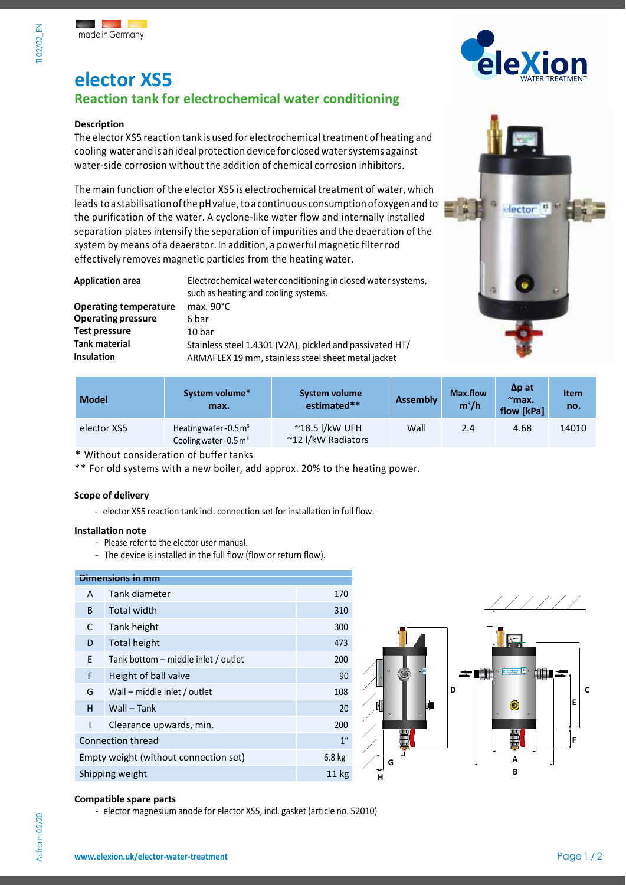made in Germany

# elector XS5

## Reaction tank for electrochemical water conditioning

### Description

The elector XS5 reaction tank is used for electrochemical treatment of heating and cooling water and is an ideal protection device for closed water systems against water-side corrosion without the addition of chemical corrosion inhibitors.

The main function of the elector XS5 is electrochemical treatment of water, which leads to a stabilisation of the pH value, to a continuous consumption of oxygen and to the purification of the water. A cyclone-like water flow and internally installed separation plates intensify the separation of impurities and the deaeration of the system by means of a deaerator. In addition, a powerful magnetic filter rod effectively removes magnetic particles from the heating water.

| | |
|---|---|
| **Application area** | Electrochemical water conditioning in closed water systems, such as heating and cooling systems. |
| **Operating temperature** | max. 90°C |
| **Operating pressure** | 6 bar |
| **Test pressure** | 10 bar |
| **Tank material** | Stainless steel 1.4301 (V2A), pickled and passivated HT/ |
| **Insulation** | ARMAFLEX 19 mm, stainless steel sheet metal jacket |

| Model | System volume* max. | System volume estimated** | Assembly | Max.flow $m^3/h$ | Δp at ~max. flow [kPa] | Item no. |
|---|---|---|---|---|---|---|
| elector XS5 | Heating water - 0.5 $m^3$<br>Cooling water - 0.5 $m^3$ | ~18.5 l/kW UFH<br>~12 l/kW Radiators | Wall | 2.4 | 4.68 | 14010 |

\* Without consideration of buffer tanks

\*\* For old systems with a new boiler, add approx. 20% to the heating power.

### Scope of delivery

- elector XS5 reaction tank incl. connection set for installation in full flow.

### Installation note

- Please refer to the elector user manual.
- The device is installed in the full flow (flow or return flow).

| Dimensions in mm | | |
|---|---|---|
| A | Tank diameter | 170 |
| B | Total width | 310 |
| C | Tank height | 300 |
| D | Total height | 473 |
| E | Tank bottom – middle inlet / outlet | 200 |
| F | Height of ball valve | 90 |
| G | Wall – middle inlet / outlet | 108 |
| H | Wall – Tank | 20 |
| I | Clearance upwards, min. | 200 |
| Connection thread | | 1" |
| Empty weight (without connection set) | | 6.8 kg |
| Shipping weight | | 11 kg |

### Compatible spare parts

- elector magnesium anode for elector XS5, incl. gasket (article no. 52010)

www.elexion.uk/elector-water-treatment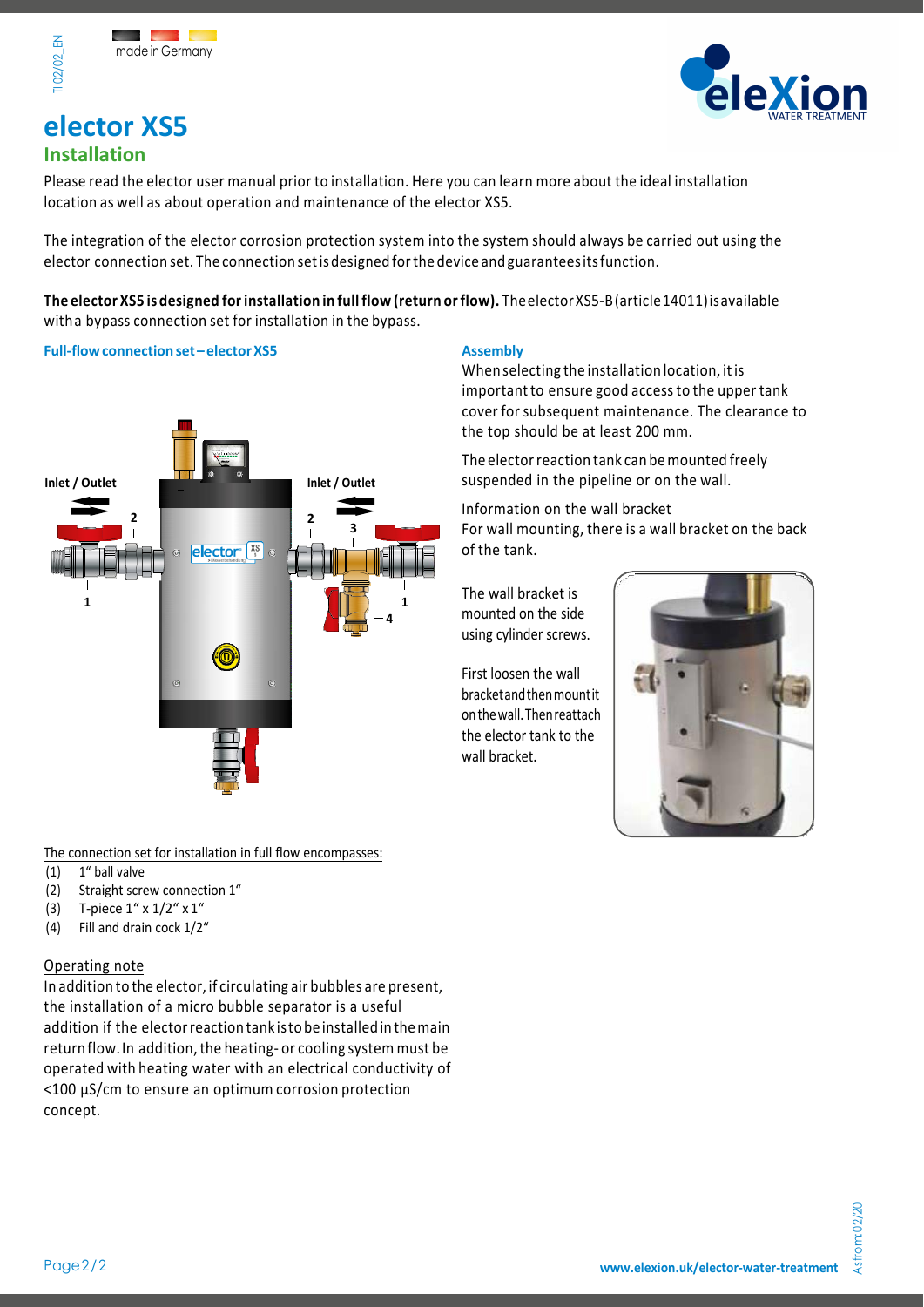# elector XS5

## Installation

Please read the elector user manual prior to installation. Here you can learn more about the ideal installation location as well as about operation and maintenance of the elector XS5.

The integration of the elector corrosion protection system into the system should always be carried out using the elector connection set. The connection set is designed for the device and guarantees its function.

**The elector XS5 is designed for installation in full flow (return or flow).** The elector XS5-B (article 14011) is available with a bypass connection set for installation in the bypass.

### Full-flow connection set – elector XS5

Inlet / Outlet

Inlet / Outlet

The connection set for installation in full flow encompasses:

- (1) 1" ball valve
- (2) Straight screw connection 1"
- (3) T-piece 1" x 1/2" x 1"
- (4) Fill and drain cock 1/2"

Operating note

In addition to the elector, if circulating air bubbles are present, the installation of a micro bubble separator is a useful addition if the elector reaction tank is to be installed in the main return flow. In addition, the heating- or cooling system must be operated with heating water with an electrical conductivity of <100 µS/cm to ensure an optimum corrosion protection concept.

### Assembly

When selecting the installation location, it is important to ensure good access to the upper tank cover for subsequent maintenance. The clearance to the top should be at least 200 mm.

The elector reaction tank can be mounted freely suspended in the pipeline or on the wall.

Information on the wall bracket

For wall mounting, there is a wall bracket on the back of the tank.

The wall bracket is mounted on the side using cylinder screws.

First loosen the wall bracket and then mount it on the wall. Then reattach the elector tank to the wall bracket.

www.elexion.uk/elector-water-treatment